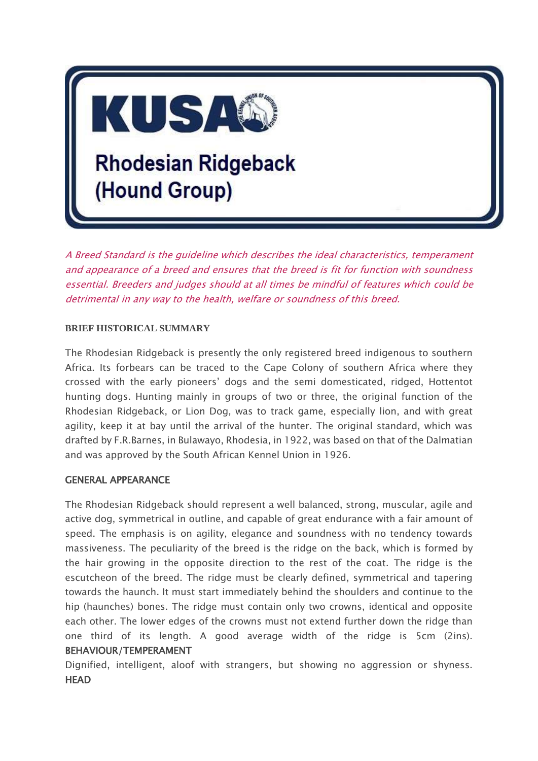# KUSA

## Rhodesian Ridgeback
## (Hound Group)

*A Breed Standard is the guideline which describes the ideal characteristics, temperament and appearance of a breed and ensures that the breed is fit for function with soundness essential. Breeders and judges should at all times be mindful of features which could be detrimental in any way to the health, welfare or soundness of this breed.*

**BRIEF HISTORICAL SUMMARY**

The Rhodesian Ridgeback is presently the only registered breed indigenous to southern Africa. Its forbears can be traced to the Cape Colony of southern Africa where they crossed with the early pioneers' dogs and the semi domesticated, ridged, Hottentot hunting dogs. Hunting mainly in groups of two or three, the original function of the Rhodesian Ridgeback, or Lion Dog, was to track game, especially lion, and with great agility, keep it at bay until the arrival of the hunter. The original standard, which was drafted by F.R.Barnes, in Bulawayo, Rhodesia, in 1922, was based on that of the Dalmatian and was approved by the South African Kennel Union in 1926.

**GENERAL APPEARANCE**

The Rhodesian Ridgeback should represent a well balanced, strong, muscular, agile and active dog, symmetrical in outline, and capable of great endurance with a fair amount of speed. The emphasis is on agility, elegance and soundness with no tendency towards massiveness. The peculiarity of the breed is the ridge on the back, which is formed by the hair growing in the opposite direction to the rest of the coat. The ridge is the escutcheon of the breed. The ridge must be clearly defined, symmetrical and tapering towards the haunch. It must start immediately behind the shoulders and continue to the hip (haunches) bones. The ridge must contain only two crowns, identical and opposite each other. The lower edges of the crowns must not extend further down the ridge than one third of its length. A good average width of the ridge is 5cm (2ins).

**BEHAVIOUR/TEMPERAMENT**

Dignified, intelligent, aloof with strangers, but showing no aggression or shyness.

**HEAD**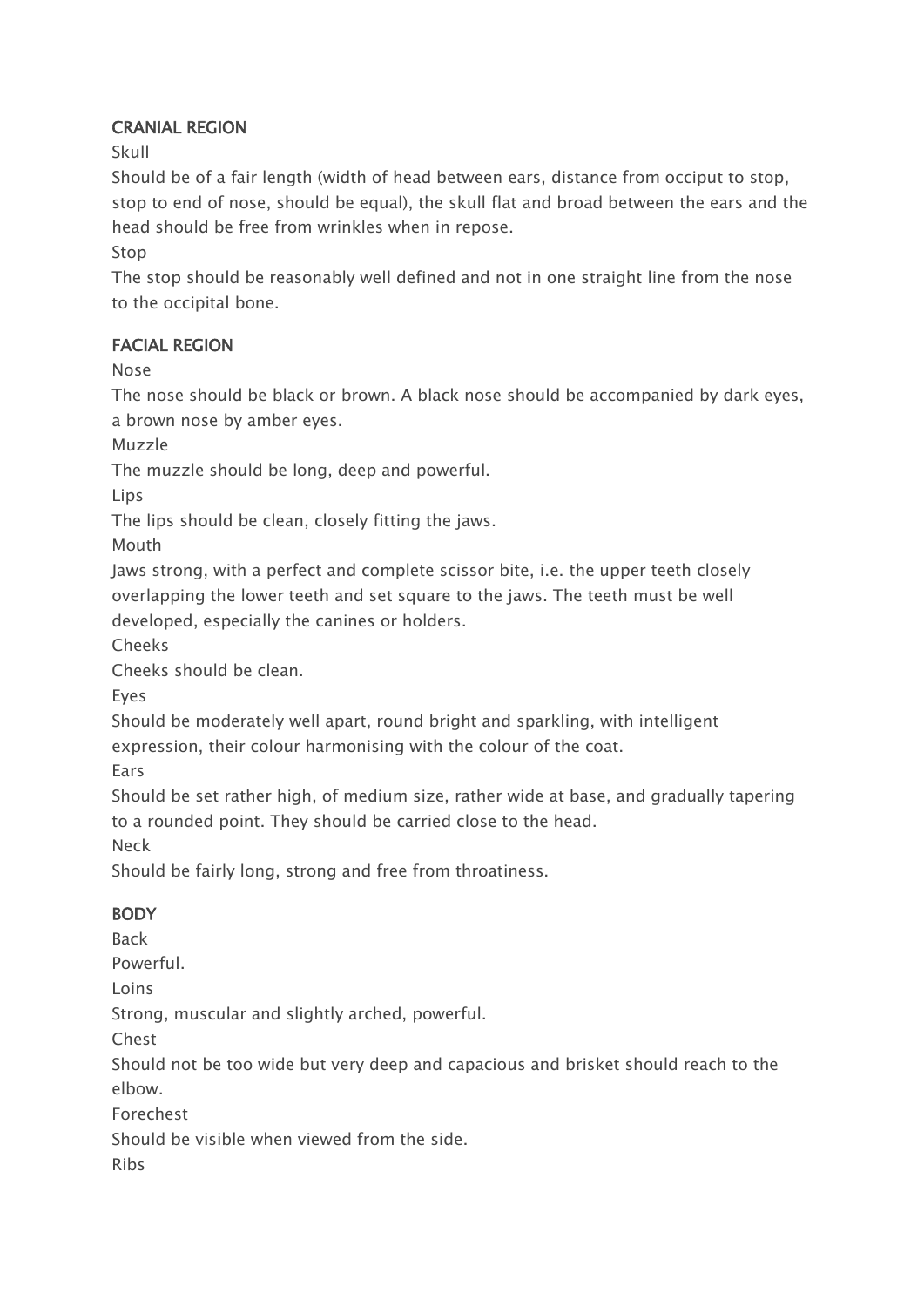## CRANIAL REGION

Skull

Should be of a fair length (width of head between ears, distance from occiput to stop, stop to end of nose, should be equal), the skull flat and broad between the ears and the head should be free from wrinkles when in repose.

Stop

The stop should be reasonably well defined and not in one straight line from the nose to the occipital bone.

## FACIAL REGION

Nose

The nose should be black or brown. A black nose should be accompanied by dark eyes, a brown nose by amber eyes.

Muzzle

The muzzle should be long, deep and powerful.

Lips

The lips should be clean, closely fitting the jaws.

Mouth

Jaws strong, with a perfect and complete scissor bite, i.e. the upper teeth closely overlapping the lower teeth and set square to the jaws. The teeth must be well developed, especially the canines or holders.

Cheeks

Cheeks should be clean.

Eyes

Should be moderately well apart, round bright and sparkling, with intelligent expression, their colour harmonising with the colour of the coat.

Ears

Should be set rather high, of medium size, rather wide at base, and gradually tapering to a rounded point. They should be carried close to the head.

Neck

Should be fairly long, strong and free from throatiness.

## BODY

Back

Powerful.

Loins

Strong, muscular and slightly arched, powerful.

Chest

Should not be too wide but very deep and capacious and brisket should reach to the elbow.

Forechest

Should be visible when viewed from the side.

Ribs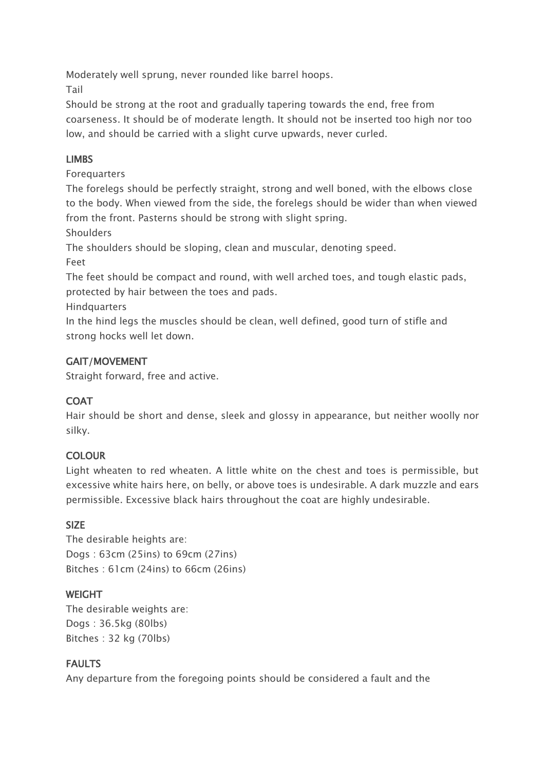Moderately well sprung, never rounded like barrel hoops.

Tail

Should be strong at the root and gradually tapering towards the end, free from coarseness. It should be of moderate length. It should not be inserted too high nor too low, and should be carried with a slight curve upwards, never curled.

## LIMBS

Forequarters

The forelegs should be perfectly straight, strong and well boned, with the elbows close to the body. When viewed from the side, the forelegs should be wider than when viewed from the front. Pasterns should be strong with slight spring.

Shoulders

The shoulders should be sloping, clean and muscular, denoting speed.

Feet

The feet should be compact and round, with well arched toes, and tough elastic pads, protected by hair between the toes and pads.

Hindquarters

In the hind legs the muscles should be clean, well defined, good turn of stifle and strong hocks well let down.

## GAIT/MOVEMENT

Straight forward, free and active.

## COAT

Hair should be short and dense, sleek and glossy in appearance, but neither woolly nor silky.

## COLOUR

Light wheaten to red wheaten. A little white on the chest and toes is permissible, but excessive white hairs here, on belly, or above toes is undesirable. A dark muzzle and ears permissible. Excessive black hairs throughout the coat are highly undesirable.

## SIZE

The desirable heights are:
Dogs : 63cm (25ins) to 69cm (27ins)
Bitches : 61cm (24ins) to 66cm (26ins)

## WEIGHT

The desirable weights are:
Dogs : 36.5kg (80lbs)
Bitches : 32 kg (70lbs)

## FAULTS

Any departure from the foregoing points should be considered a fault and the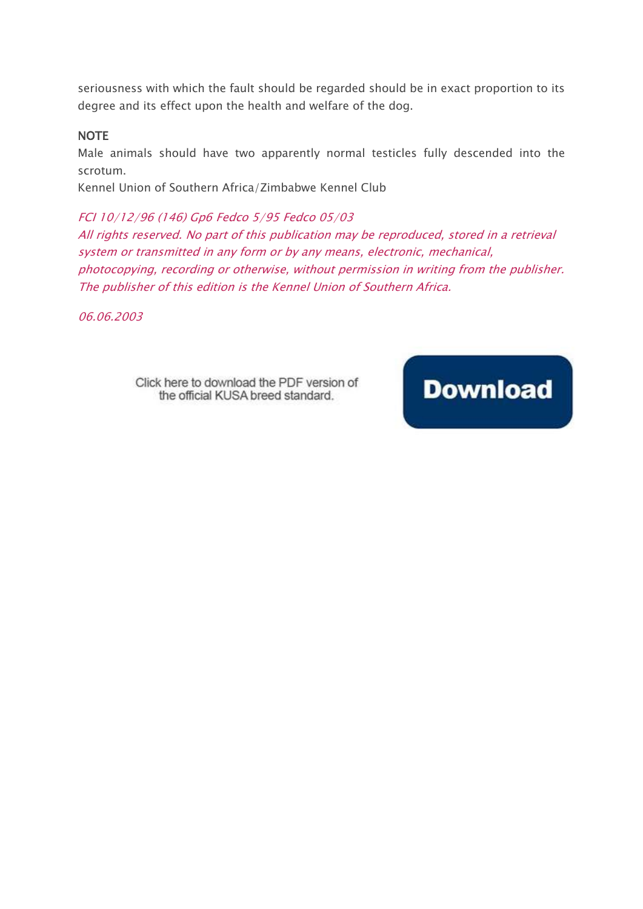seriousness with which the fault should be regarded should be in exact proportion to its degree and its effect upon the health and welfare of the dog.

## NOTE

Male animals should have two apparently normal testicles fully descended into the scrotum.

Kennel Union of Southern Africa/Zimbabwe Kennel Club

*FCI 10/12/96 (146) Gp6 Fedco 5/95 Fedco 05/03*
*All rights reserved. No part of this publication may be reproduced, stored in a retrieval system or transmitted in any form or by any means, electronic, mechanical, photocopying, recording or otherwise, without permission in writing from the publisher. The publisher of this edition is the Kennel Union of Southern Africa.*

*06.06.2003*

Click here to download the PDF version of the official KUSA breed standard.

**Download**